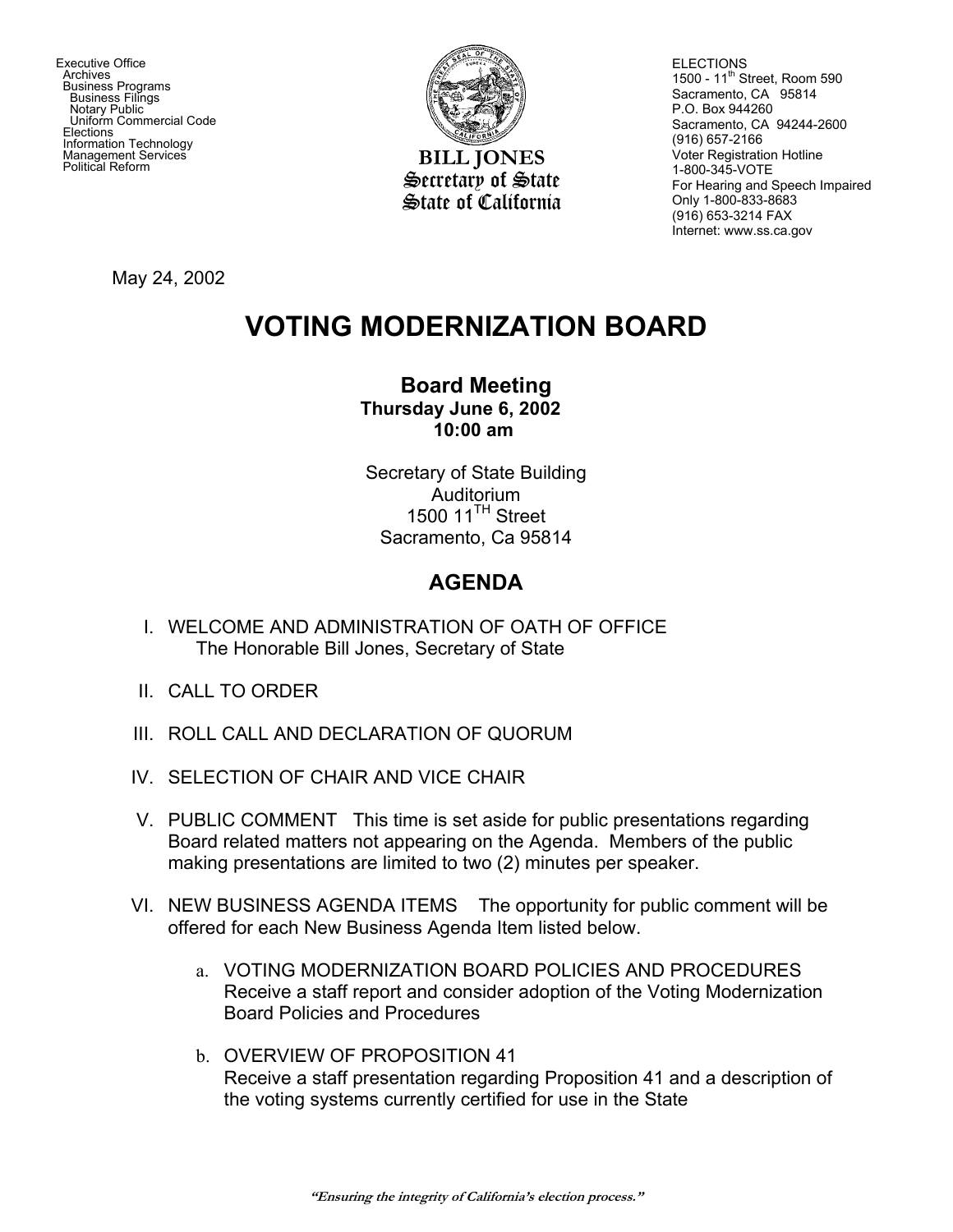Executive Office
Archives
Business Programs
Business Filings
Notary Public
Uniform Commercial Code
Elections
Information Technology
Management Services
Political Reform

**BILL JONES**
**Secretary of State**
**State of California**

ELECTIONS
1500 - 11th Street, Room 590
Sacramento, CA 95814
P.O. Box 944260
Sacramento, CA 94244-2600
(916) 657-2166
Voter Registration Hotline
1-800-345-VOTE
For Hearing and Speech Impaired
Only 1-800-833-8683
(916) 653-3214 FAX
Internet: www.ss.ca.gov

May 24, 2002

# VOTING MODERNIZATION BOARD

## Board Meeting

**Thursday June 6, 2002**
**10:00 am**

Secretary of State Building
Auditorium
1500 11TH Street
Sacramento, Ca 95814

## AGENDA

I. WELCOME AND ADMINISTRATION OF OATH OF OFFICE
The Honorable Bill Jones, Secretary of State

II. CALL TO ORDER

III. ROLL CALL AND DECLARATION OF QUORUM

IV. SELECTION OF CHAIR AND VICE CHAIR

V. PUBLIC COMMENT This time is set aside for public presentations regarding Board related matters not appearing on the Agenda. Members of the public making presentations are limited to two (2) minutes per speaker.

VI. NEW BUSINESS AGENDA ITEMS The opportunity for public comment will be offered for each New Business Agenda Item listed below.

a. VOTING MODERNIZATION BOARD POLICIES AND PROCEDURES
Receive a staff report and consider adoption of the Voting Modernization Board Policies and Procedures

b. OVERVIEW OF PROPOSITION 41
Receive a staff presentation regarding Proposition 41 and a description of the voting systems currently certified for use in the State

*"Ensuring the integrity of California's election process."*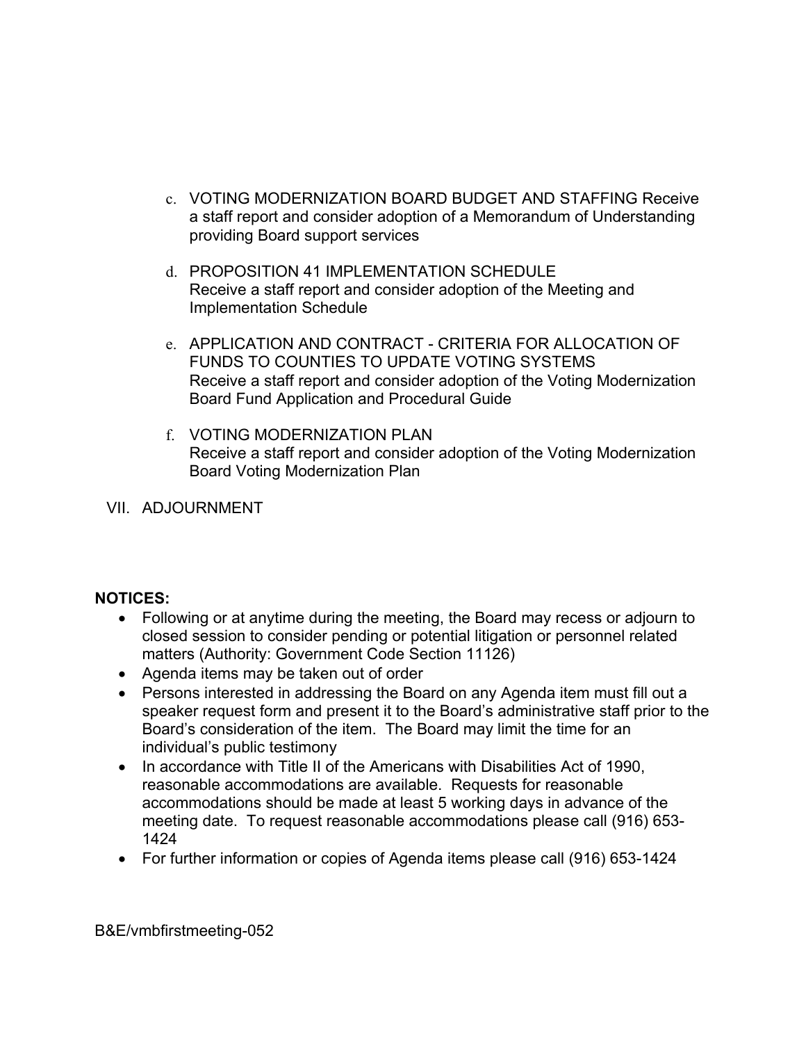c. VOTING MODERNIZATION BOARD BUDGET AND STAFFING Receive a staff report and consider adoption of a Memorandum of Understanding providing Board support services

d. PROPOSITION 41 IMPLEMENTATION SCHEDULE
Receive a staff report and consider adoption of the Meeting and Implementation Schedule

e. APPLICATION AND CONTRACT - CRITERIA FOR ALLOCATION OF FUNDS TO COUNTIES TO UPDATE VOTING SYSTEMS
Receive a staff report and consider adoption of the Voting Modernization Board Fund Application and Procedural Guide

f. VOTING MODERNIZATION PLAN
Receive a staff report and consider adoption of the Voting Modernization Board Voting Modernization Plan

VII. ADJOURNMENT

**NOTICES:**

- Following or at anytime during the meeting, the Board may recess or adjourn to closed session to consider pending or potential litigation or personnel related matters (Authority: Government Code Section 11126)
- Agenda items may be taken out of order
- Persons interested in addressing the Board on any Agenda item must fill out a speaker request form and present it to the Board's administrative staff prior to the Board's consideration of the item. The Board may limit the time for an individual's public testimony
- In accordance with Title II of the Americans with Disabilities Act of 1990, reasonable accommodations are available. Requests for reasonable accommodations should be made at least 5 working days in advance of the meeting date. To request reasonable accommodations please call (916) 653-1424
- For further information or copies of Agenda items please call (916) 653-1424

B&E/vmbfirstmeeting-052